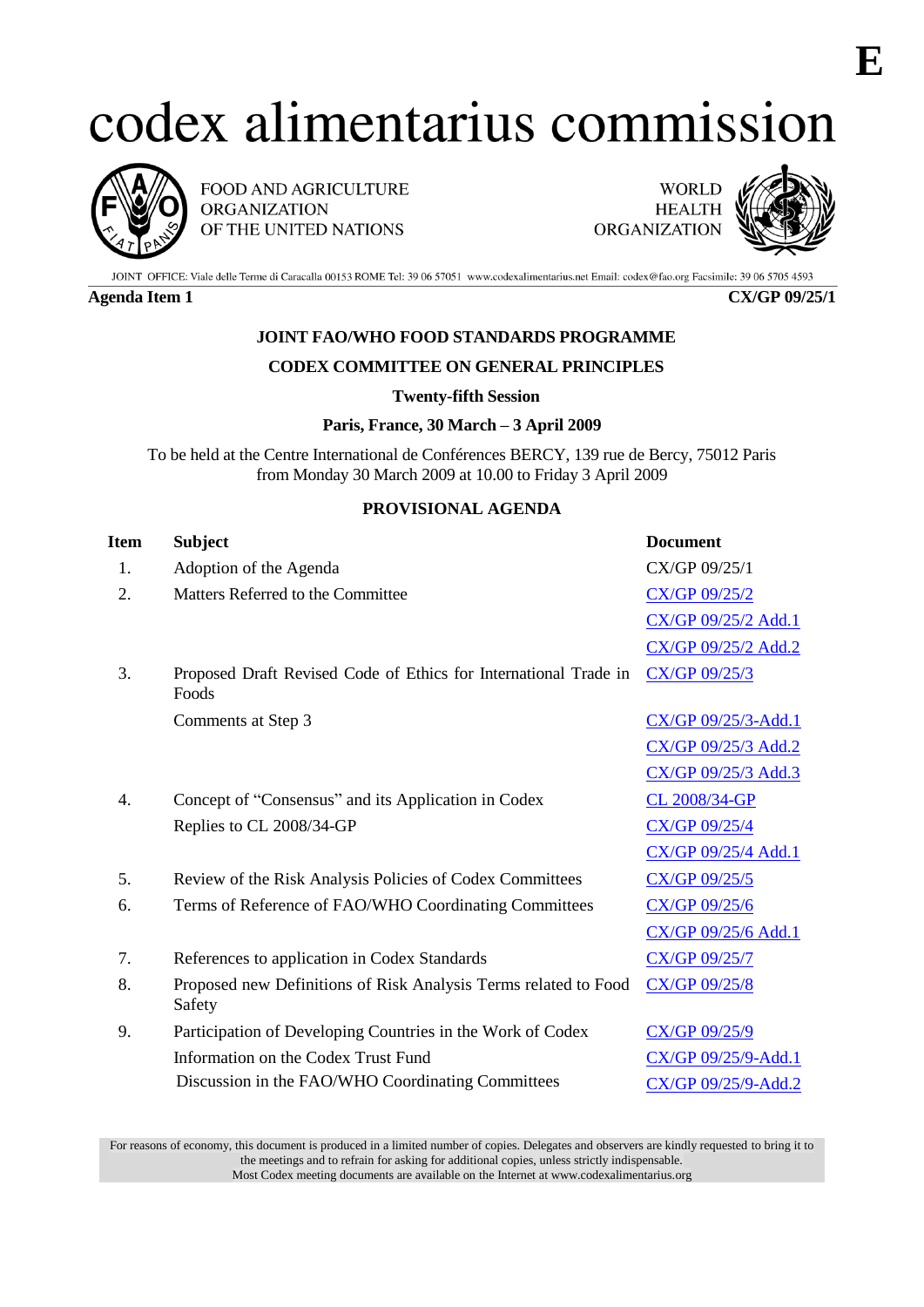E

# codex alimentarius commission

FOOD AND AGRICULTURE ORGANIZATION OF THE UNITED NATIONS

WORLD HEALTH ORGANIZATION

JOINT OFFICE: Viale delle Terme di Caracalla 00153 ROME Tel: 39 06 57051 www.codexalimentarius.net Email: codex@fao.org Facsimile: 39 06 5705 4593

**Agenda Item 1** **CX/GP 09/25/1**

**JOINT FAO/WHO FOOD STANDARDS PROGRAMME**

**CODEX COMMITTEE ON GENERAL PRINCIPLES**

**Twenty-fifth Session**

**Paris, France, 30 March – 3 April 2009**

To be held at the Centre International de Conférences BERCY, 139 rue de Bercy, 75012 Paris from Monday 30 March 2009 at 10.00 to Friday 3 April 2009

**PROVISIONAL AGENDA**

| Item | Subject | Document |
|---|---|---|
| 1. | Adoption of the Agenda | CX/GP 09/25/1 |
| 2. | Matters Referred to the Committee | CX/GP 09/25/2 |
| | | CX/GP 09/25/2 Add.1 |
| | | CX/GP 09/25/2 Add.2 |
| 3. | Proposed Draft Revised Code of Ethics for International Trade in Foods | CX/GP 09/25/3 |
| | Comments at Step 3 | CX/GP 09/25/3-Add.1 |
| | | CX/GP 09/25/3 Add.2 |
| | | CX/GP 09/25/3 Add.3 |
| 4. | Concept of "Consensus" and its Application in Codex | CL 2008/34-GP |
| | Replies to CL 2008/34-GP | CX/GP 09/25/4 |
| | | CX/GP 09/25/4 Add.1 |
| 5. | Review of the Risk Analysis Policies of Codex Committees | CX/GP 09/25/5 |
| 6. | Terms of Reference of FAO/WHO Coordinating Committees | CX/GP 09/25/6 |
| | | CX/GP 09/25/6 Add.1 |
| 7. | References to application in Codex Standards | CX/GP 09/25/7 |
| 8. | Proposed new Definitions of Risk Analysis Terms related to Food Safety | CX/GP 09/25/8 |
| 9. | Participation of Developing Countries in the Work of Codex | CX/GP 09/25/9 |
| | Information on the Codex Trust Fund | CX/GP 09/25/9-Add.1 |
| | Discussion in the FAO/WHO Coordinating Committees | CX/GP 09/25/9-Add.2 |

For reasons of economy, this document is produced in a limited number of copies. Delegates and observers are kindly requested to bring it to the meetings and to refrain for asking for additional copies, unless strictly indispensable.
Most Codex meeting documents are available on the Internet at www.codexalimentarius.org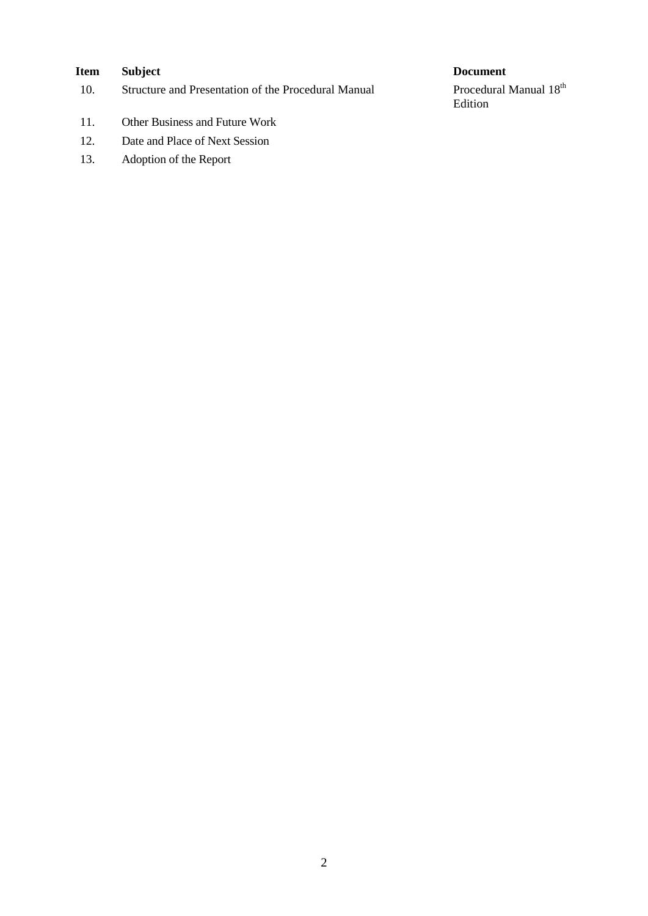| Item | Subject | Document |
|---|---|---|
| 10. | Structure and Presentation of the Procedural Manual | Procedural Manual 18th Edition |
| 11. | Other Business and Future Work | |
| 12. | Date and Place of Next Session | |
| 13. | Adoption of the Report | |